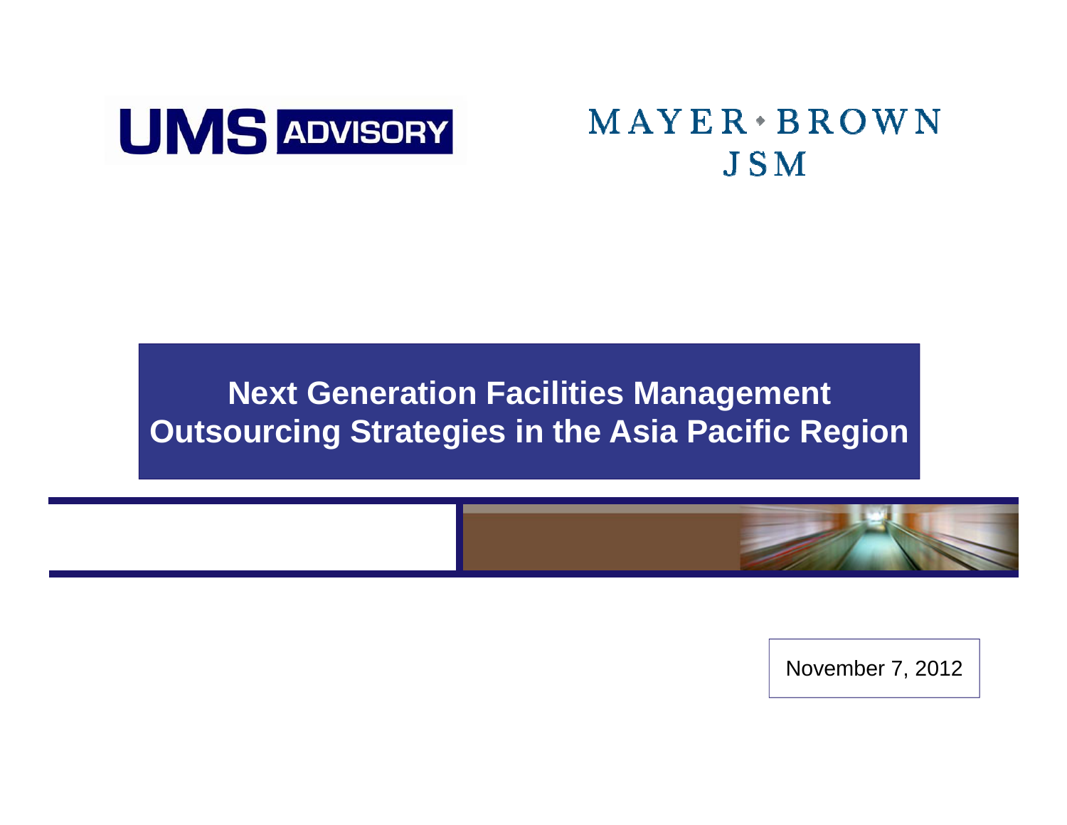UMS ADVISORY

MAYER • BROWN JSM

# Next Generation Facilities Management Outsourcing Strategies in the Asia Pacific Region

November 7, 2012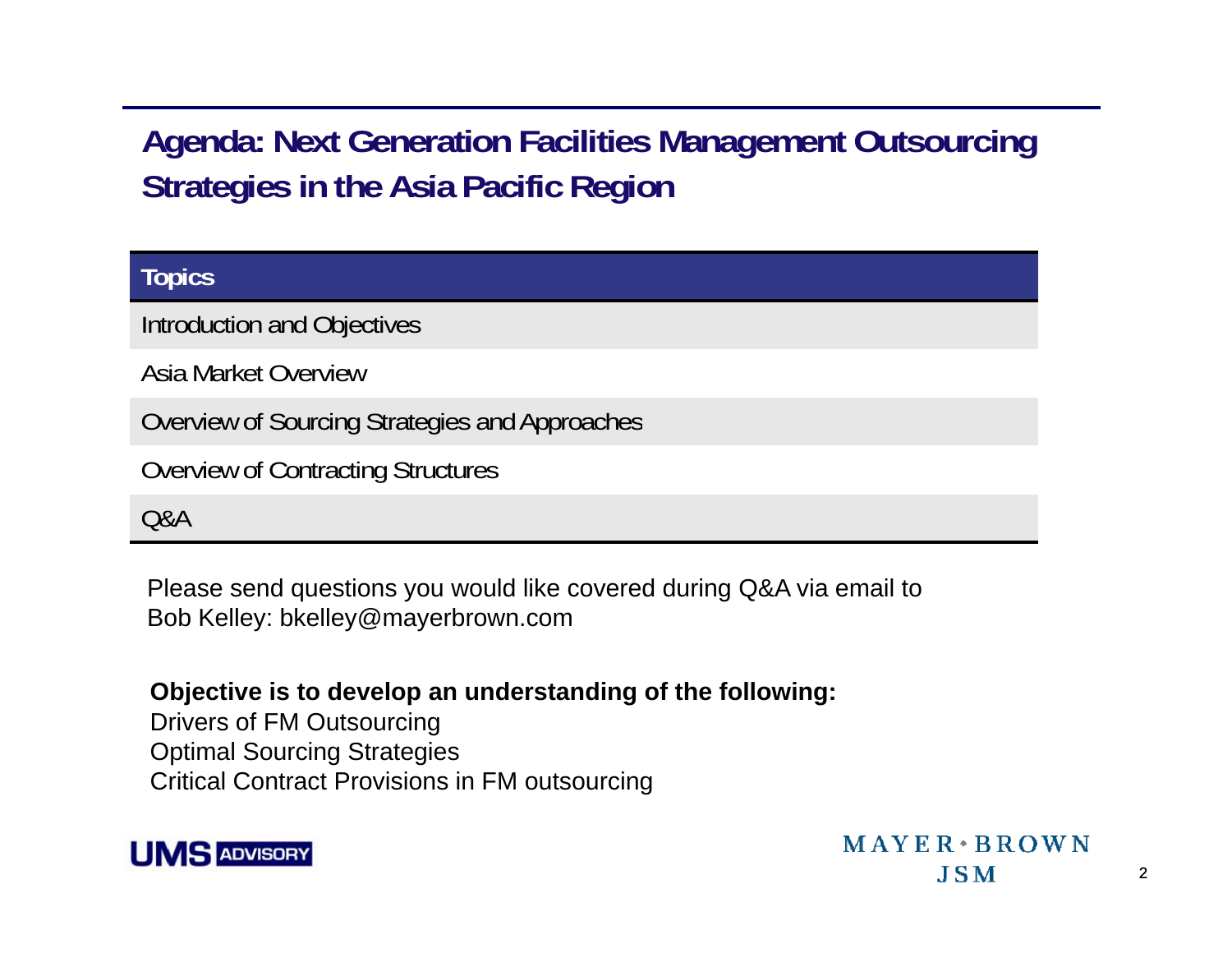# Agenda: Next Generation Facilities Management Outsourcing Strategies in the Asia Pacific Region

| Topics |
|---|
| Introduction and Objectives |
| Asia Market Overview |
| Overview of Sourcing Strategies and Approaches |
| Overview of Contracting Structures |
| Q&A |

Please send questions you would like covered during Q&A via email to Bob Kelley: bkelley@mayerbrown.com

**Objective is to develop an understanding of the following:**

Drivers of FM Outsourcing

Optimal Sourcing Strategies

Critical Contract Provisions in FM outsourcing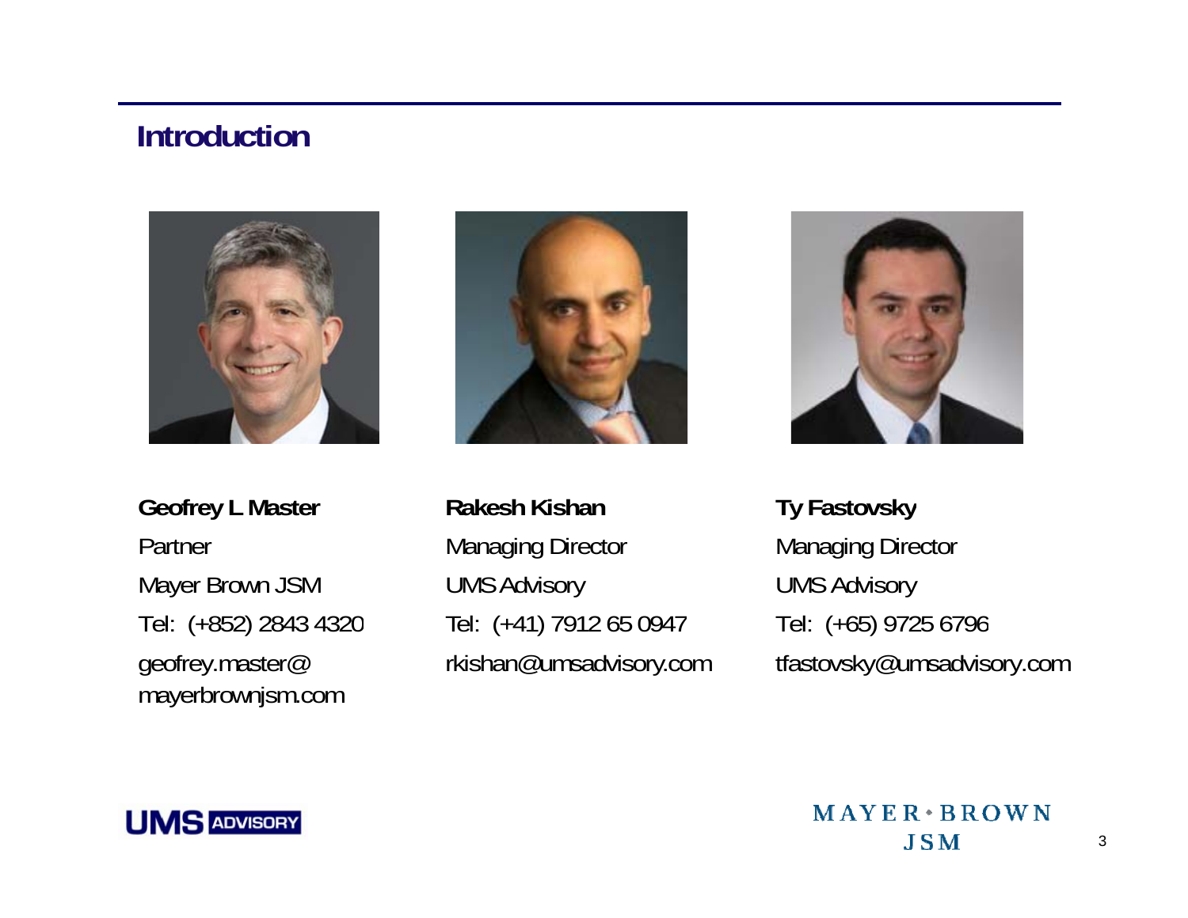## Introduction

**Geofrey L Master**

Partner

Mayer Brown JSM

Tel: (+852) 2843 4320

geofrey.master@
mayerbrownjsm.com

**Rakesh Kishan**

Managing Director

UMS Advisory

Tel: (+41) 7912 65 0947

rkishan@umsadvisory.com

**Ty Fastovsky**

Managing Director

UMS Advisory

Tel: (+65) 9725 6796

tfastovsky@umsadvisory.com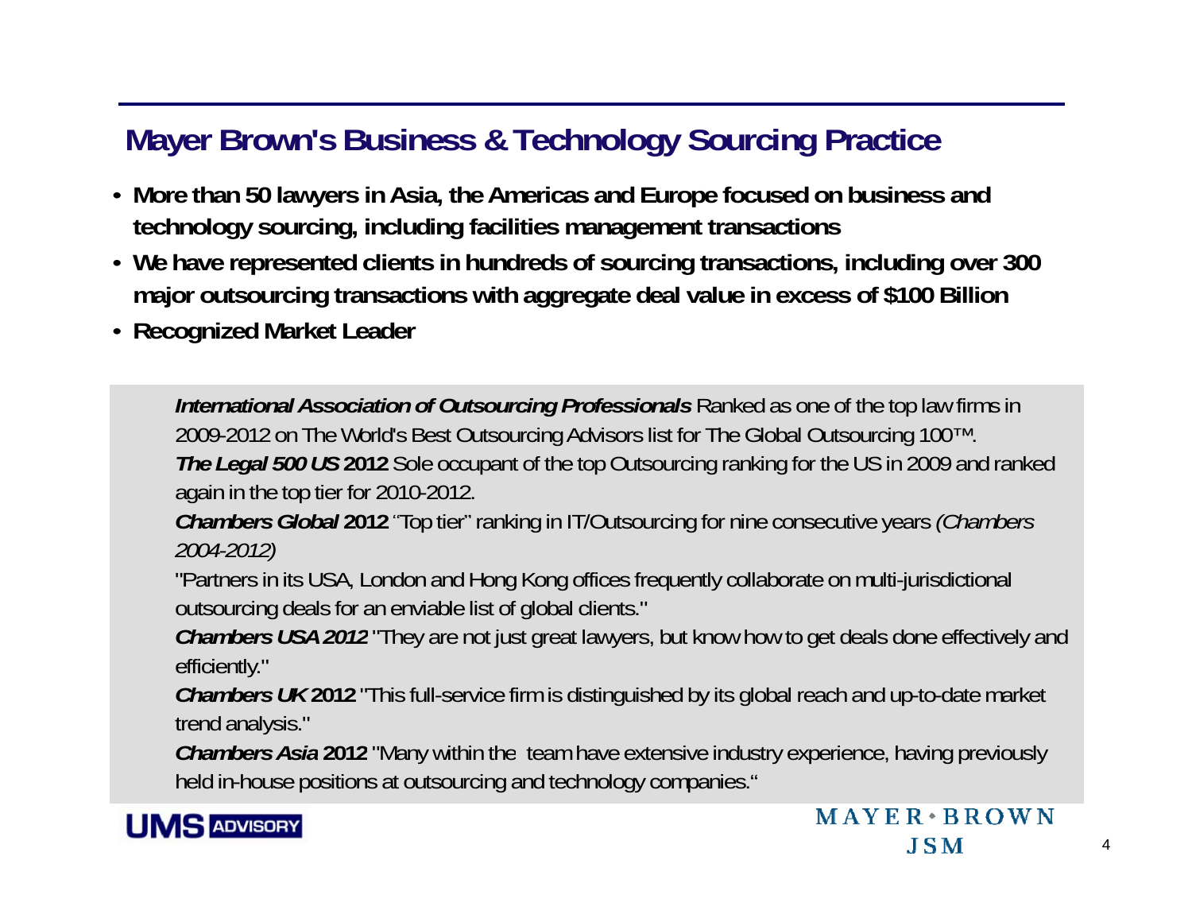## Mayer Brown's Business & Technology Sourcing Practice

- **More than 50 lawyers in Asia, the Americas and Europe focused on business and technology sourcing, including facilities management transactions**
- **We have represented clients in hundreds of sourcing transactions, including over 300 major outsourcing transactions with aggregate deal value in excess of $100 Billion**
- **Recognized Market Leader**

***International Association of Outsourcing Professionals*** Ranked as one of the top law firms in 2009-2012 on The World's Best Outsourcing Advisors list for The Global Outsourcing 100™.

***The Legal 500 US* 2012** Sole occupant of the top Outsourcing ranking for the US in 2009 and ranked again in the top tier for 2010-2012.

***Chambers Global* 2012** "Top tier" ranking in IT/Outsourcing for nine consecutive years *(Chambers 2004-2012)*

"Partners in its USA, London and Hong Kong offices frequently collaborate on multi-jurisdictional outsourcing deals for an enviable list of global clients."

***Chambers USA 2012*** "They are not just great lawyers, but know how to get deals done effectively and efficiently."

***Chambers UK* 2012** "This full-service firm is distinguished by its global reach and up-to-date market trend analysis."

***Chambers Asia* 2012** "Many within the team have extensive industry experience, having previously held in-house positions at outsourcing and technology companies."

UMS ADVISORY

MAYER • BROWN JSM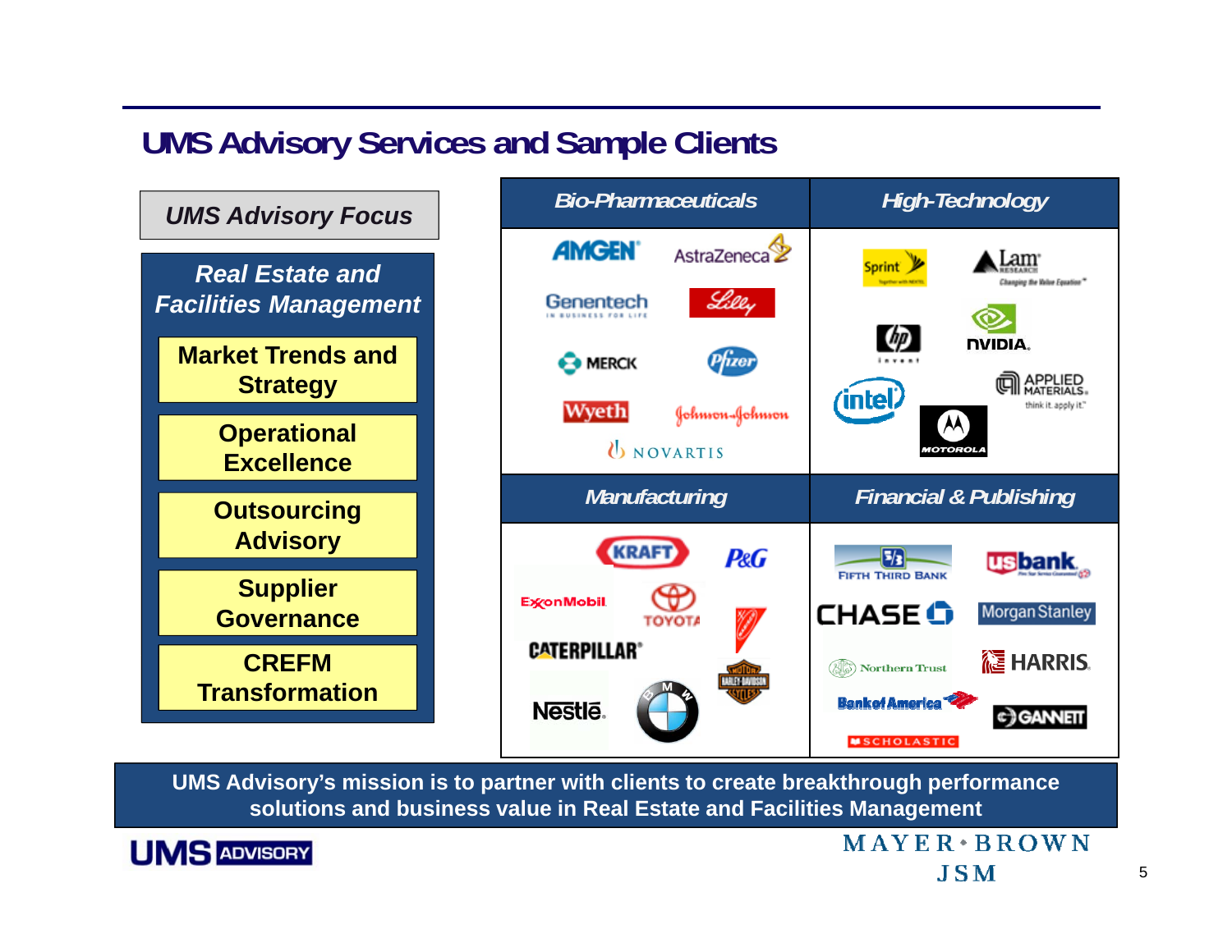# UMS Advisory Services and Sample Clients

**UMS Advisory Focus**

***Real Estate and Facilities Management***

- **Market Trends and Strategy**
- **Operational Excellence**
- **Outsourcing Advisory**
- **Supplier Governance**
- **CREFM Transformation**

| *Bio-Pharmaceuticals* | *High-Technology* |
|---|---|
| AMGEN, AstraZeneca, Genentech, Lilly, Merck, Pfizer, Wyeth, Johnson & Johnson, Novartis | Sprint, Lam Research, HP, NVIDIA, Intel, Applied Materials, Motorola |
| ***Manufacturing*** | ***Financial & Publishing*** |
| Kraft, P&G, ExxonMobil, Toyota, Caterpillar, Harley-Davidson, Nestlé, BMW | Fifth Third Bank, US Bank, Chase, Morgan Stanley, Northern Trust, Harris, Bank of America, Gannett, Scholastic |

**UMS Advisory's mission is to partner with clients to create breakthrough performance solutions and business value in Real Estate and Facilities Management**

UMS ADVISORY

MAYER • BROWN JSM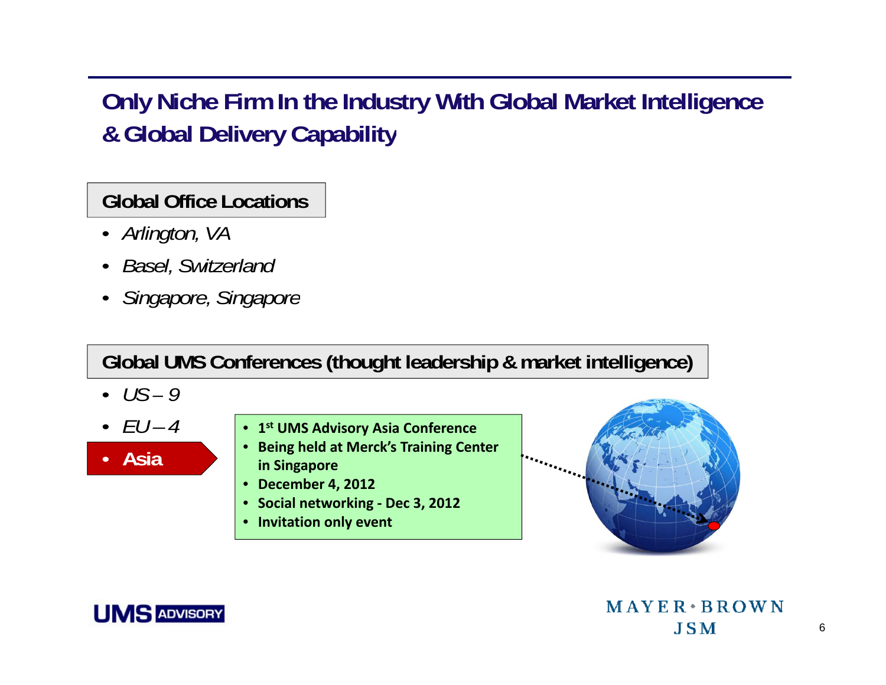# Only Niche Firm In the Industry With Global Market Intelligence & Global Delivery Capability

## Global Office Locations

- *Arlington, VA*
- *Basel, Switzerland*
- *Singapore, Singapore*

## Global UMS Conferences (thought leadership & market intelligence)

- *US – 9*
- *EU – 4*
- **Asia**

- **1st UMS Advisory Asia Conference**
- **Being held at Merck's Training Center in Singapore**
- **December 4, 2012**
- **Social networking - Dec 3, 2012**
- **Invitation only event**

UMS ADVISORY

MAYER • BROWN JSM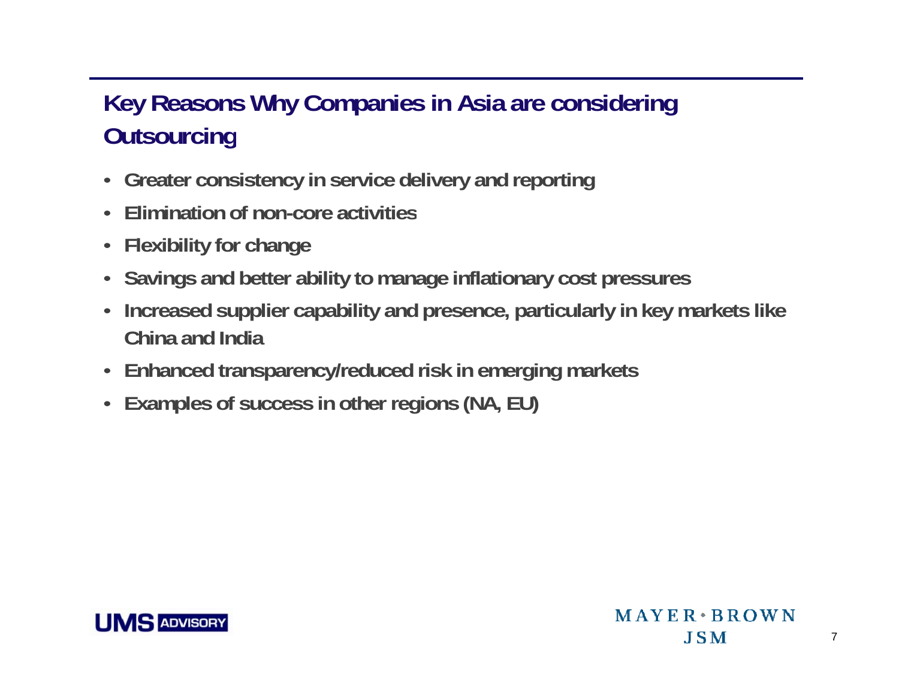## Key Reasons Why Companies in Asia are considering Outsourcing

- Greater consistency in service delivery and reporting
- Elimination of non-core activities
- Flexibility for change
- Savings and better ability to manage inflationary cost pressures
- Increased supplier capability and presence, particularly in key markets like China and India
- Enhanced transparency/reduced risk in emerging markets
- Examples of success in other regions (NA, EU)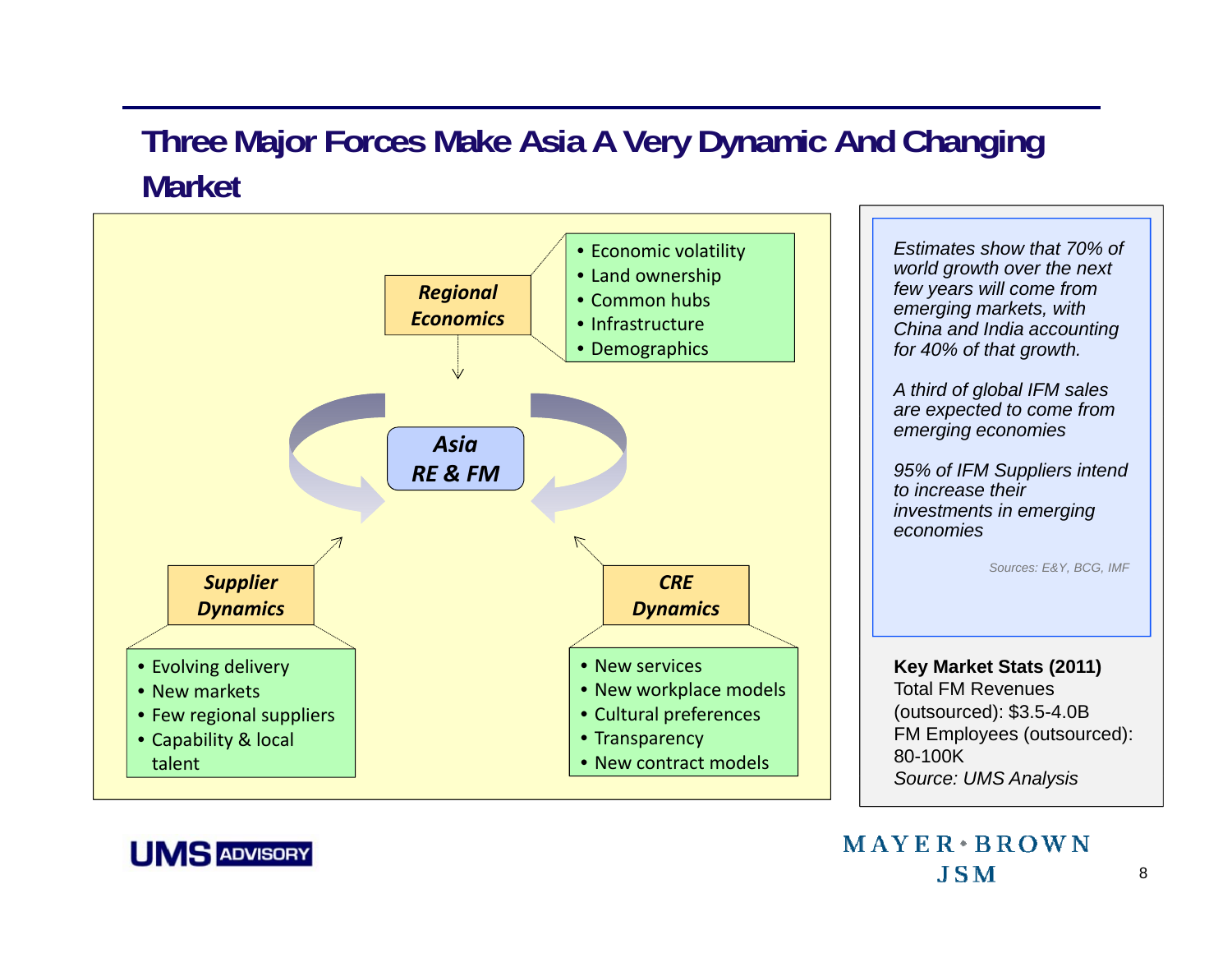# Three Major Forces Make Asia A Very Dynamic And Changing Market

**Asia RE & FM**

***Regional Economics***

- Economic volatility
- Land ownership
- Common hubs
- Infrastructure
- Demographics

***Supplier Dynamics***

- Evolving delivery
- New markets
- Few regional suppliers
- Capability & local talent

***CRE Dynamics***

- New services
- New workplace models
- Cultural preferences
- Transparency
- New contract models

*Estimates show that 70% of world growth over the next few years will come from emerging markets, with China and India accounting for 40% of that growth.*

*A third of global IFM sales are expected to come from emerging economies*

*95% of IFM Suppliers intend to increase their investments in emerging economies*

*Sources: E&Y, BCG, IMF*

**Key Market Stats (2011)**
Total FM Revenues (outsourced): \$3.5-4.0B
FM Employees (outsourced): 80-100K
*Source: UMS Analysis*

UMS ADVISORY

MAYER•BROWN JSM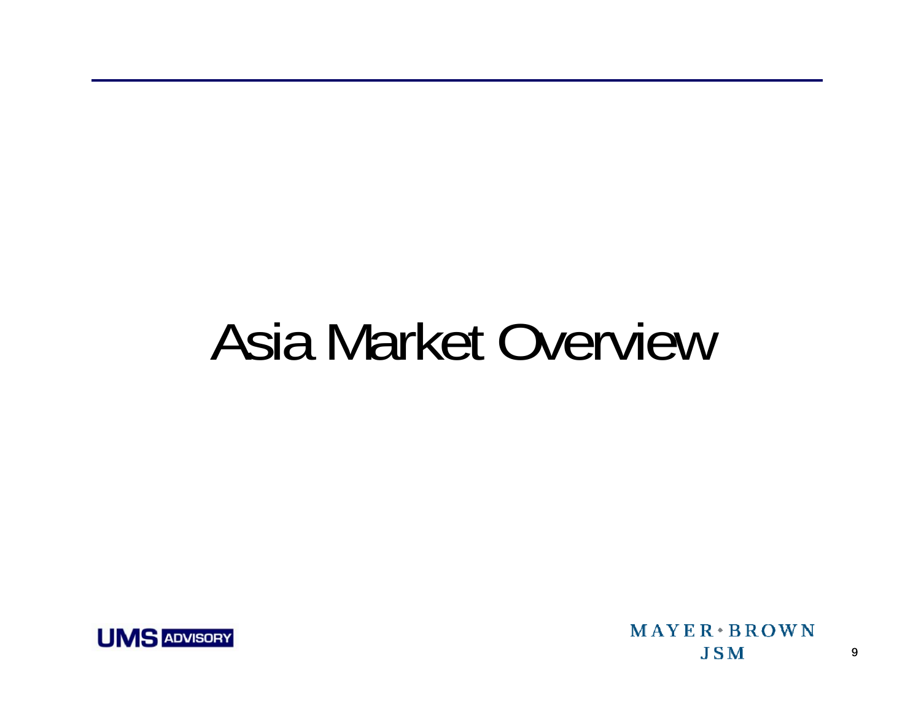# Asia Market Overview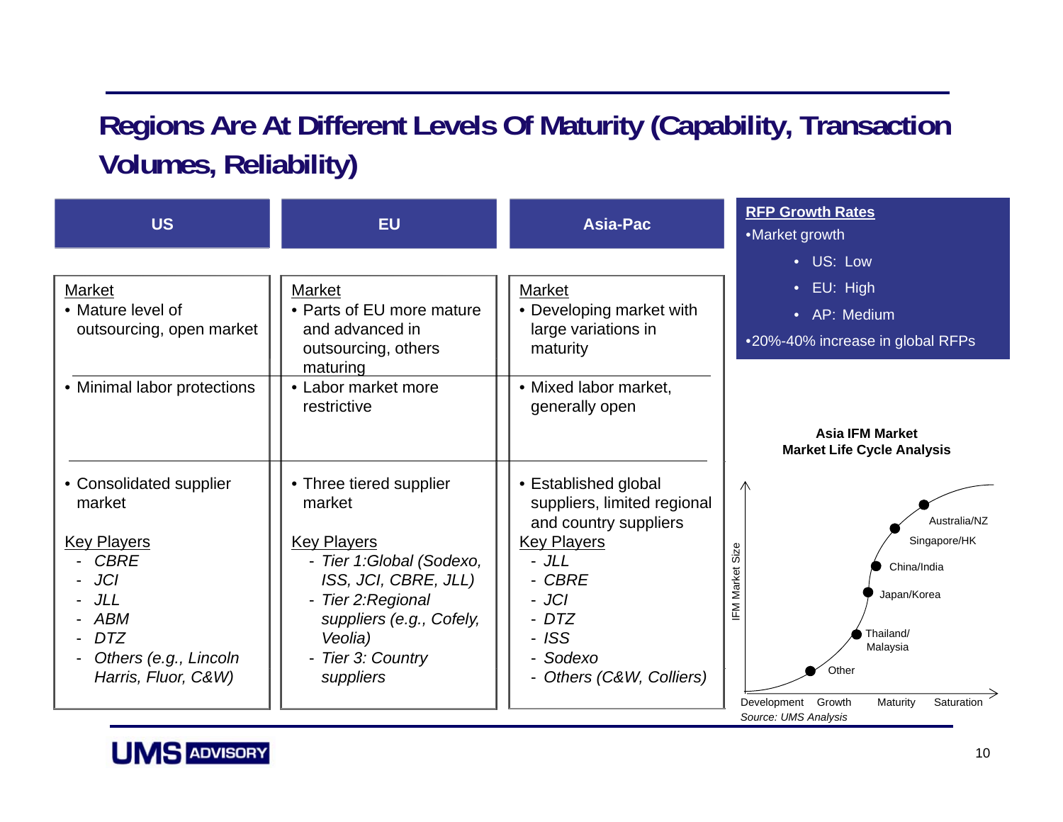# Regions Are At Different Levels Of Maturity (Capability, Transaction Volumes, Reliability)

| US | EU | Asia-Pac |
|---|---|---|
| <u>Market</u><br>• Mature level of outsourcing, open market | <u>Market</u><br>• Parts of EU more mature and advanced in outsourcing, others maturing | <u>Market</u><br>• Developing market with large variations in maturity |
| • Minimal labor protections | • Labor market more restrictive | • Mixed labor market, generally open |
| • Consolidated supplier market<br><br><u>Key Players</u><br>- *CBRE*<br>- *JCI*<br>- *JLL*<br>- *ABM*<br>- *DTZ*<br>- *Others (e.g., Lincoln Harris, Fluor, C&W)* | • Three tiered supplier market<br><br><u>Key Players</u><br>- *Tier 1:Global (Sodexo, ISS, JCI, CBRE, JLL)*<br>- *Tier 2:Regional suppliers (e.g., Cofely, Veolia)*<br>- *Tier 3: Country suppliers* | • Established global suppliers, limited regional and country suppliers<br><br><u>Key Players</u><br>- *JLL*<br>- *CBRE*<br>- *JCI*<br>- *DTZ*<br>- *ISS*<br>- *Sodexo*<br>- *Others (C&W, Colliers)* |

**<u>RFP Growth Rates</u>**

- Market growth
  - US: Low
  - EU: High
  - AP: Medium
- 20%-40% increase in global RFPs

**Asia IFM Market**
**Market Life Cycle Analysis**

IFM Market Size (y-axis); Development, Growth, Maturity, Saturation (x-axis)

- Australia/NZ
- Singapore/HK
- China/India
- Japan/Korea
- Thailand/Malaysia
- Other

*Source: UMS Analysis*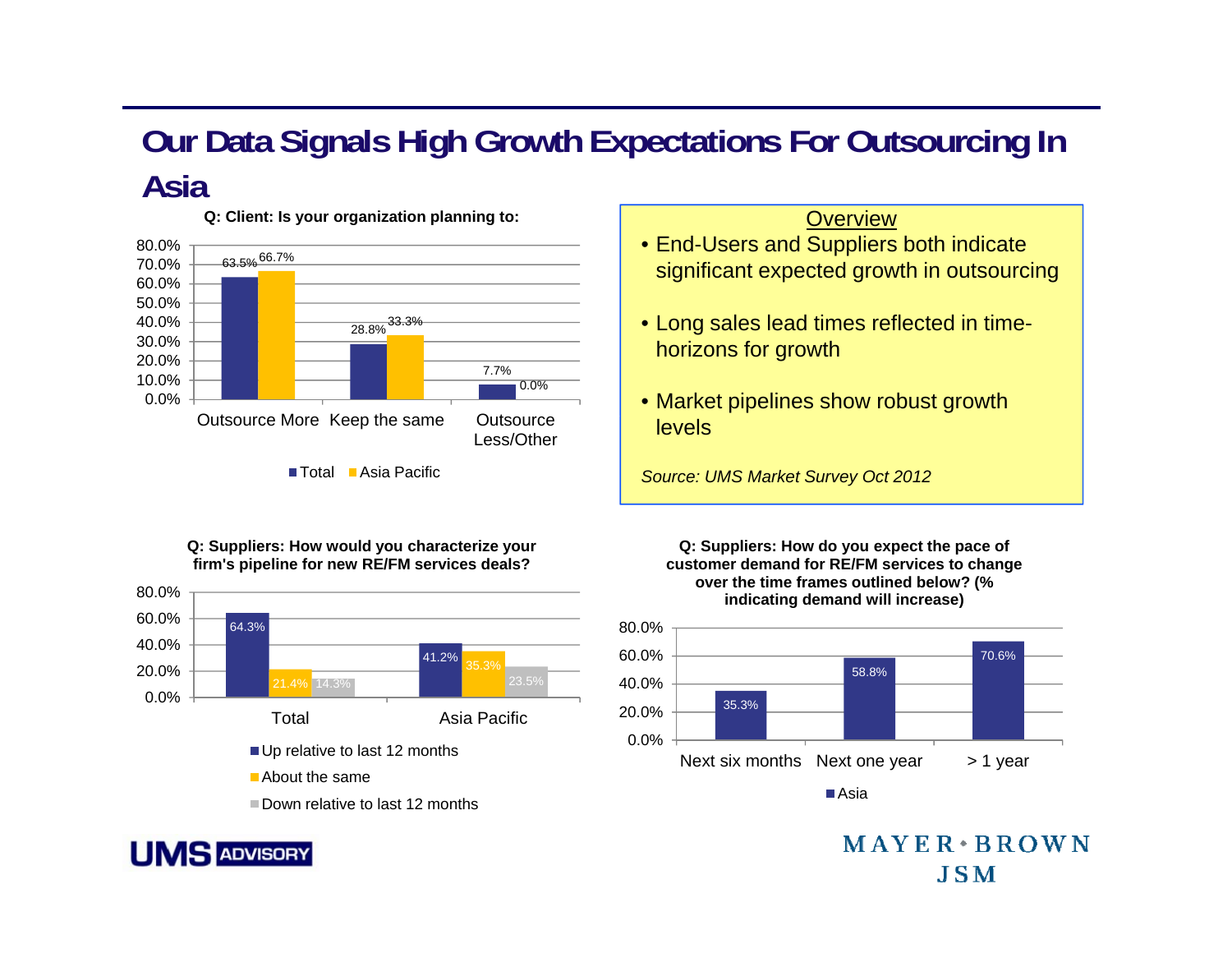# Our Data Signals High Growth Expectations For Outsourcing In Asia

**Q: Client: Is your organization planning to:**

| | Total | Asia Pacific |
|---|---|---|
| Outsource More | 63.5% | 66.7% |
| Keep the same | 28.8% | 33.3% |
| Outsource Less/Other | 7.7% | 0.0% |

**Overview**

- End-Users and Suppliers both indicate significant expected growth in outsourcing
- Long sales lead times reflected in time-horizons for growth
- Market pipelines show robust growth levels

*Source: UMS Market Survey Oct 2012*

**Q: Suppliers: How would you characterize your firm's pipeline for new RE/FM services deals?**

| | Up relative to last 12 months | About the same | Down relative to last 12 months |
|---|---|---|---|
| Total | 64.3% | 21.4% | 14.3% |
| Asia Pacific | 41.2% | 35.3% | 23.5% |

**Q: Suppliers: How do you expect the pace of customer demand for RE/FM services to change over the time frames outlined below? (% indicating demand will increase)**

| | Asia |
|---|---|
| Next six months | 35.3% |
| Next one year | 58.8% |
| > 1 year | 70.6% |

UMS ADVISORY

MAYER • BROWN JSM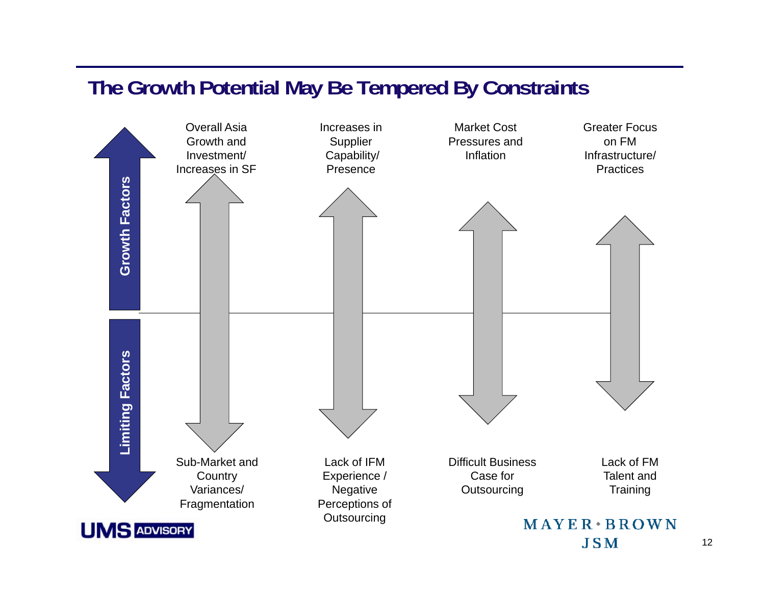## The Growth Potential May Be Tempered By Constraints

**Growth Factors**

- Overall Asia Growth and Investment/ Increases in SF
- Increases in Supplier Capability/ Presence
- Market Cost Pressures and Inflation
- Greater Focus on FM Infrastructure/ Practices

**Limiting Factors**

- Sub-Market and Country Variances/ Fragmentation
- Lack of IFM Experience / Negative Perceptions of Outsourcing
- Difficult Business Case for Outsourcing
- Lack of FM Talent and Training

UMS ADVISORY

MAYER • BROWN JSM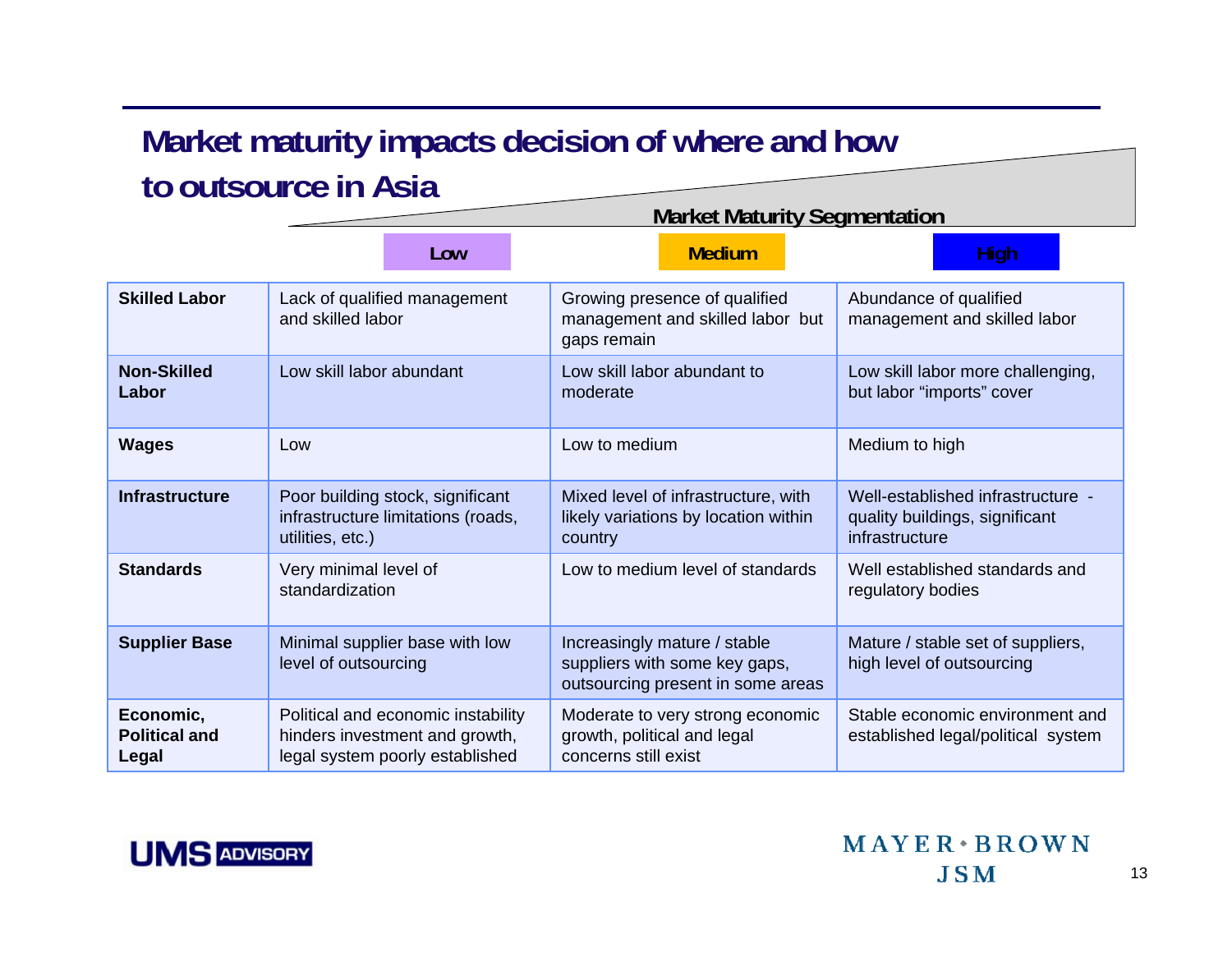# Market maturity impacts decision of where and how to outsource in Asia

**Market Maturity Segmentation**

| | Low | Medium | High |
|---|---|---|---|
| **Skilled Labor** | Lack of qualified management and skilled labor | Growing presence of qualified management and skilled labor but gaps remain | Abundance of qualified management and skilled labor |
| **Non-Skilled Labor** | Low skill labor abundant | Low skill labor abundant to moderate | Low skill labor more challenging, but labor "imports" cover |
| **Wages** | Low | Low to medium | Medium to high |
| **Infrastructure** | Poor building stock, significant infrastructure limitations (roads, utilities, etc.) | Mixed level of infrastructure, with likely variations by location within country | Well-established infrastructure - quality buildings, significant infrastructure |
| **Standards** | Very minimal level of standardization | Low to medium level of standards | Well established standards and regulatory bodies |
| **Supplier Base** | Minimal supplier base with low level of outsourcing | Increasingly mature / stable suppliers with some key gaps, outsourcing present in some areas | Mature / stable set of suppliers, high level of outsourcing |
| **Economic, Political and Legal** | Political and economic instability hinders investment and growth, legal system poorly established | Moderate to very strong economic growth, political and legal concerns still exist | Stable economic environment and established legal/political system |

UMS ADVISORY

MAYER • BROWN JSM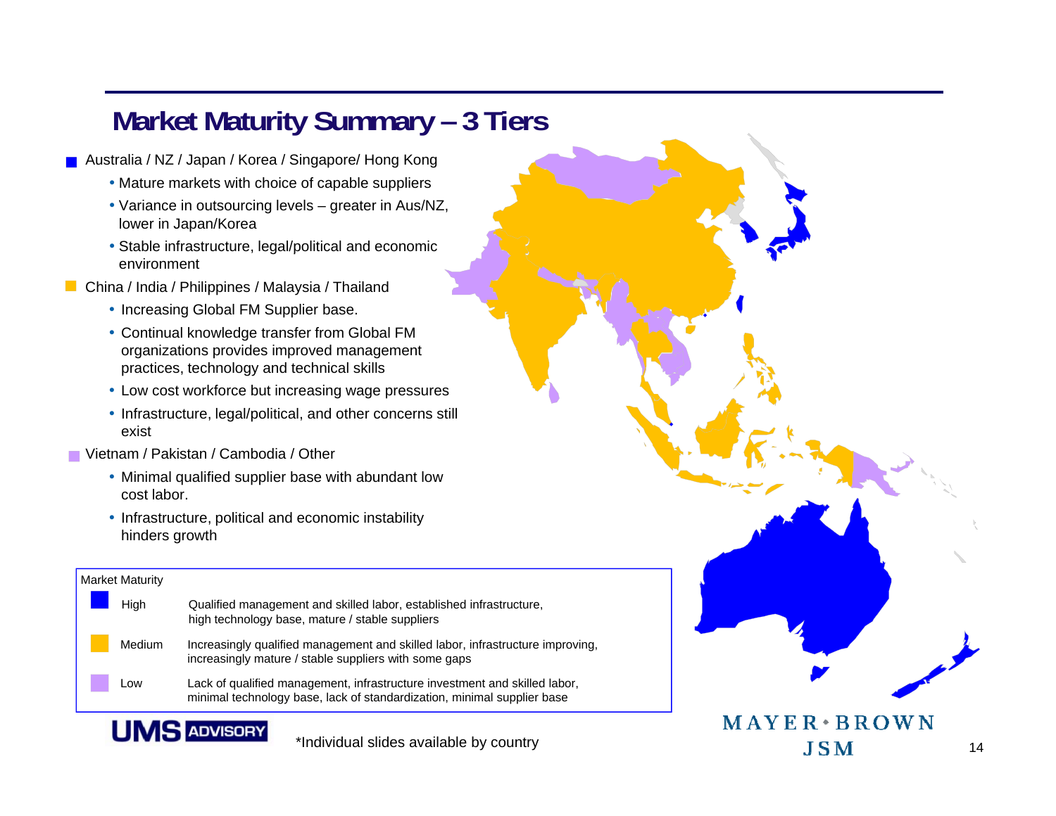# Market Maturity Summary – 3 Tiers

- Australia / NZ / Japan / Korea / Singapore/ Hong Kong
  - Mature markets with choice of capable suppliers
  - Variance in outsourcing levels – greater in Aus/NZ, lower in Japan/Korea
  - Stable infrastructure, legal/political and economic environment
- China / India / Philippines / Malaysia / Thailand
  - Increasing Global FM Supplier base.
  - Continual knowledge transfer from Global FM organizations provides improved management practices, technology and technical skills
  - Low cost workforce but increasing wage pressures
  - Infrastructure, legal/political, and other concerns still exist
- Vietnam / Pakistan / Cambodia / Other
  - Minimal qualified supplier base with abundant low cost labor.
  - Infrastructure, political and economic instability hinders growth

| Market Maturity | |
|---|---|
| High | Qualified management and skilled labor, established infrastructure, high technology base, mature / stable suppliers |
| Medium | Increasingly qualified management and skilled labor, infrastructure improving, increasingly mature / stable suppliers with some gaps |
| Low | Lack of qualified management, infrastructure investment and skilled labor, minimal technology base, lack of standardization, minimal supplier base |

UMS ADVISORY

*Individual slides available by country

MAYER • BROWN JSM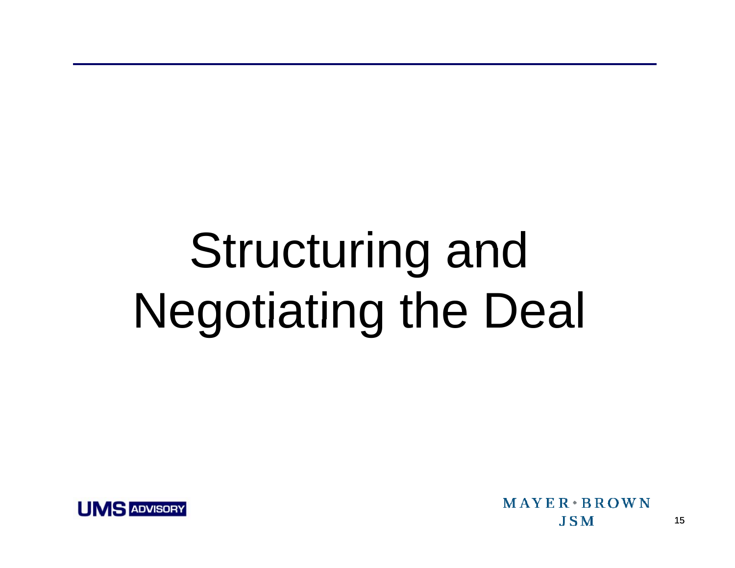# Structuring and Negotiating the Deal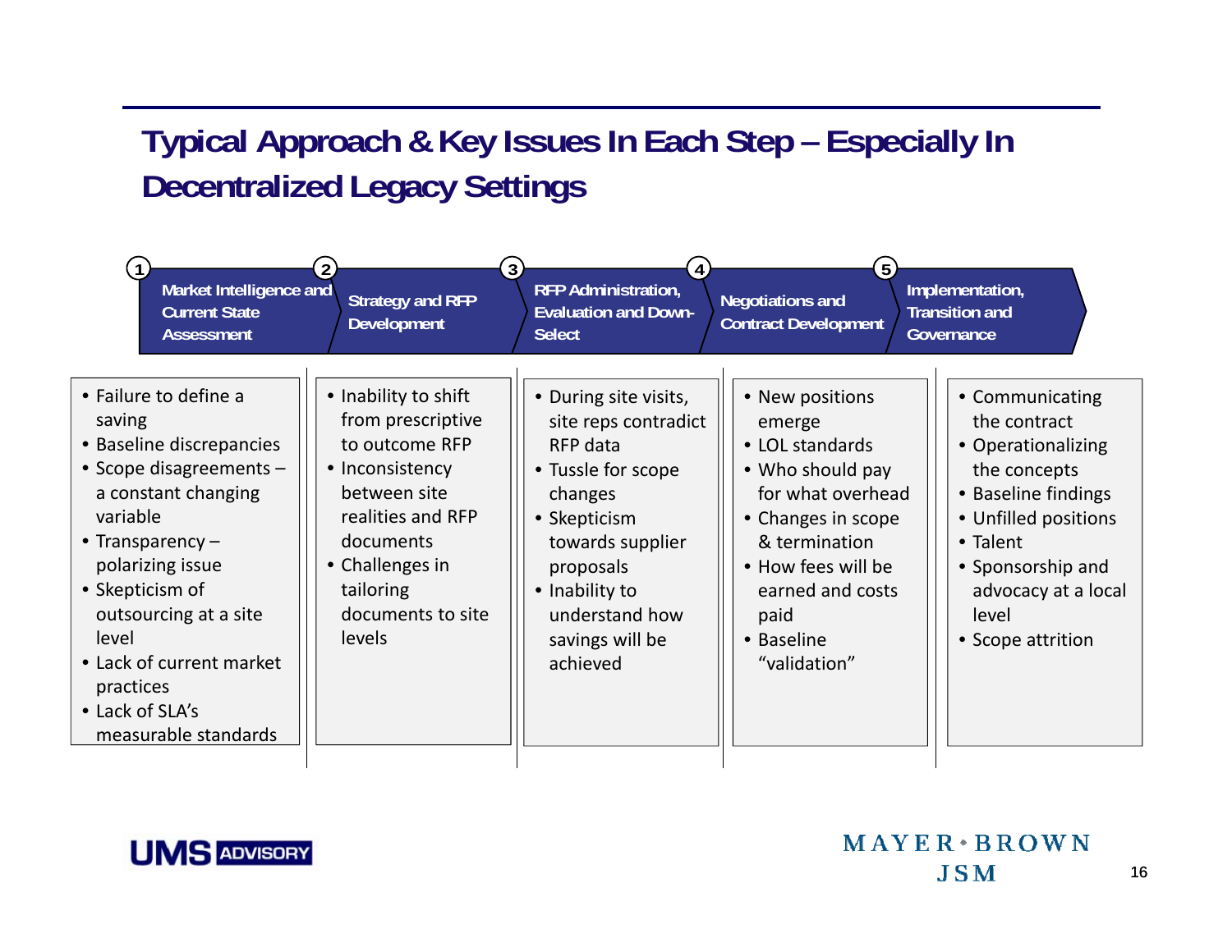# Typical Approach & Key Issues In Each Step – Especially In Decentralized Legacy Settings

## 1. Market Intelligence and Current State Assessment

- Failure to define a saving
- Baseline discrepancies
- Scope disagreements – a constant changing variable
- Transparency – polarizing issue
- Skepticism of outsourcing at a site level
- Lack of current market practices
- Lack of SLA's measurable standards

## 2. Strategy and RFP Development

- Inability to shift from prescriptive to outcome RFP
- Inconsistency between site realities and RFP documents
- Challenges in tailoring documents to site levels

## 3. RFP Administration, Evaluation and Down-Select

- During site visits, site reps contradict RFP data
- Tussle for scope changes
- Skepticism towards supplier proposals
- Inability to understand how savings will be achieved

## 4. Negotiations and Contract Development

- New positions emerge
- LOL standards
- Who should pay for what overhead
- Changes in scope & termination
- How fees will be earned and costs paid
- Baseline "validation"

## 5. Implementation, Transition and Governance

- Communicating the contract
- Operationalizing the concepts
- Baseline findings
- Unfilled positions
- Talent
- Sponsorship and advocacy at a local level
- Scope attrition

UMS ADVISORY

MAYER • BROWN
JSM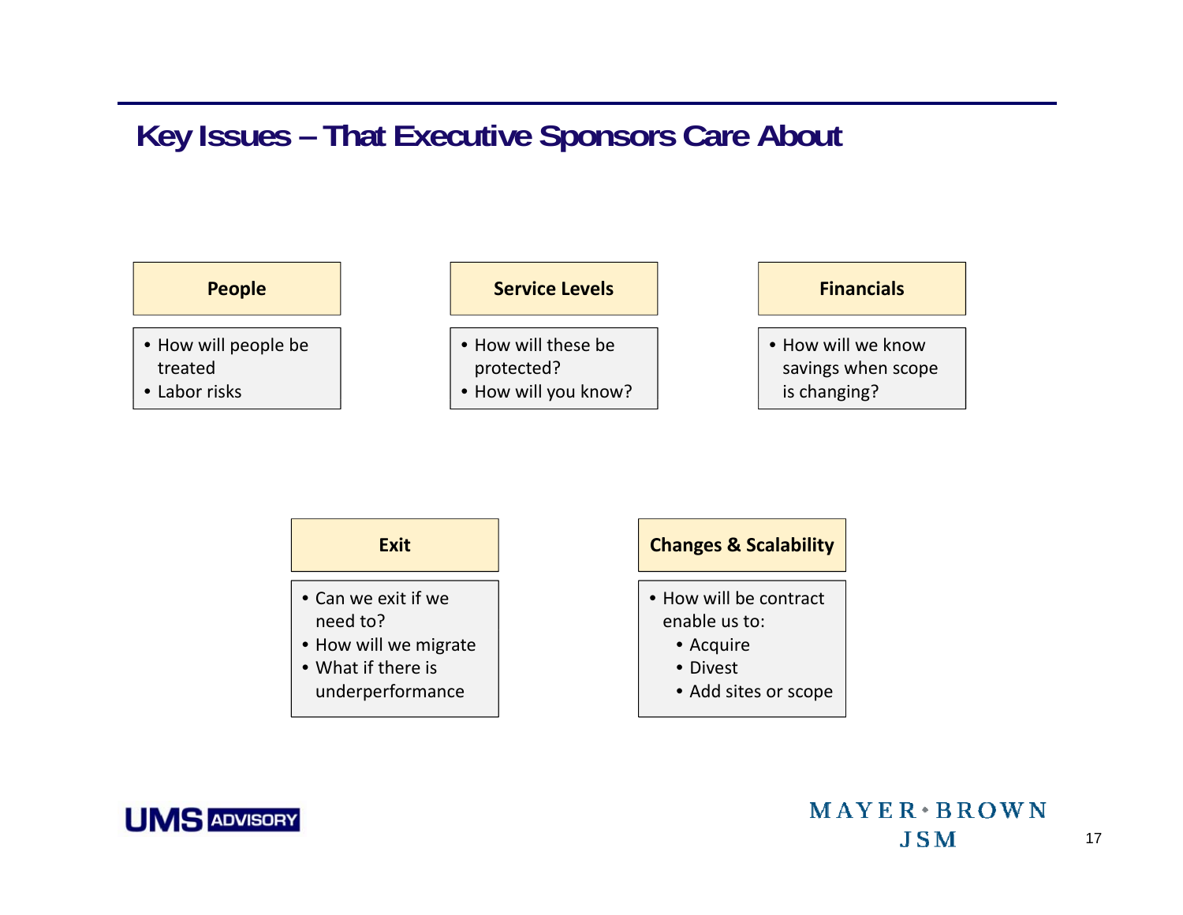# Key Issues – That Executive Sponsors Care About

### People

- How will people be treated
- Labor risks

### Service Levels

- How will these be protected?
- How will you know?

### Financials

- How will we know savings when scope is changing?

### Exit

- Can we exit if we need to?
- How will we migrate
- What if there is underperformance

### Changes & Scalability

- How will be contract enable us to:
  - Acquire
  - Divest
  - Add sites or scope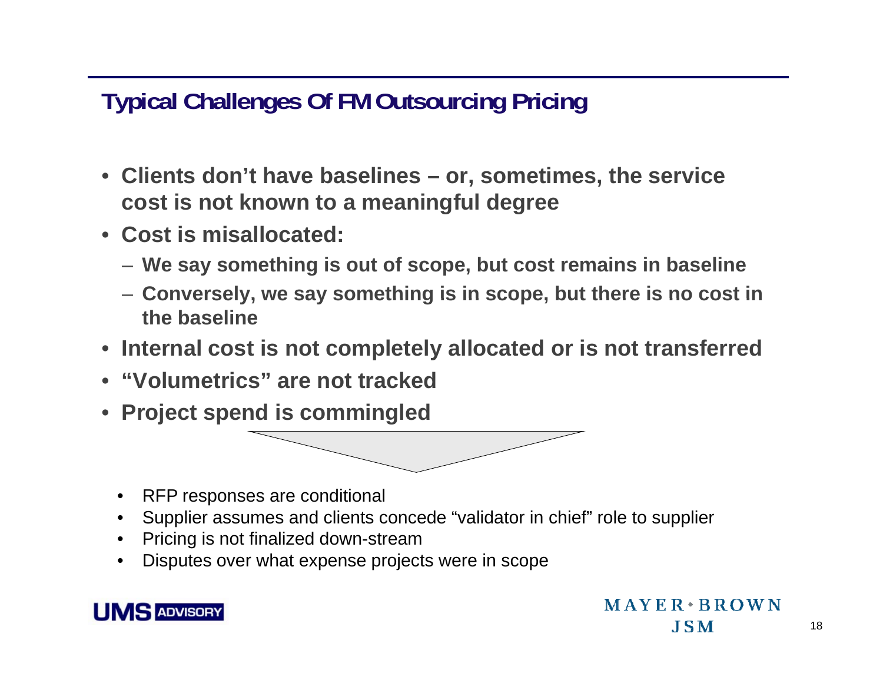## Typical Challenges Of FM Outsourcing Pricing

- **Clients don't have baselines – or, sometimes, the service cost is not known to a meaningful degree**
- **Cost is misallocated:**
  - **We say something is out of scope, but cost remains in baseline**
  - **Conversely, we say something is in scope, but there is no cost in the baseline**
- **Internal cost is not completely allocated or is not transferred**
- **"Volumetrics" are not tracked**
- **Project spend is commingled**

- RFP responses are conditional
- Supplier assumes and clients concede "validator in chief" role to supplier
- Pricing is not finalized down-stream
- Disputes over what expense projects were in scope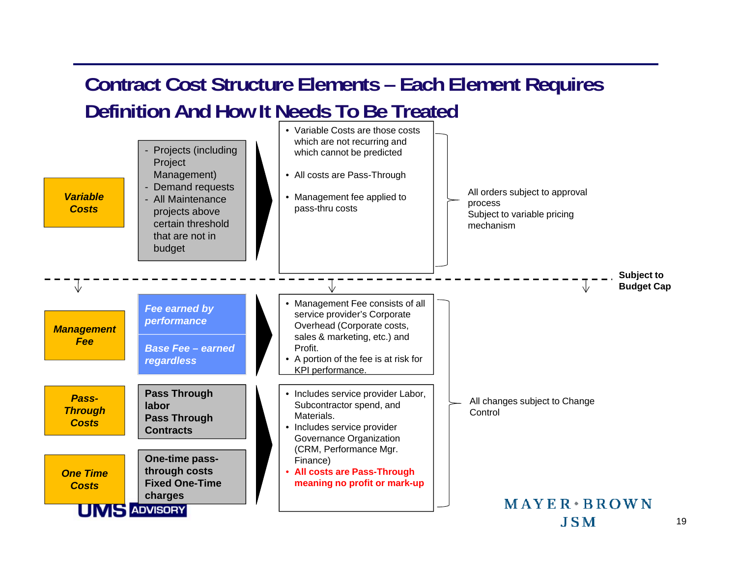# Contract Cost Structure Elements – Each Element Requires Definition And How It Needs To Be Treated

| Element | Components | Description | Treatment |
|---|---|---|---|
| ***Variable Costs*** | - Projects (including Project Management)<br>- Demand requests<br>- All Maintenance projects above certain threshold that are not in budget | • Variable Costs are those costs which are not recurring and which cannot be predicted<br>• All costs are Pass-Through<br>• Management fee applied to pass-thru costs | All orders subject to approval process<br>Subject to variable pricing mechanism |

**Subject to Budget Cap**

| Element | Components | Description | Treatment |
|---|---|---|---|
| ***Management Fee*** | ***Fee earned by performance***<br>***Base Fee – earned regardless*** | • Management Fee consists of all service provider's Corporate Overhead (Corporate costs, sales & marketing, etc.) and Profit.<br>• A portion of the fee is at risk for KPI performance. | All changes subject to Change Control |
| ***Pass-Through Costs*** | **Pass Through labor**<br>**Pass Through Contracts** | • Includes service provider Labor, Subcontractor spend, and Materials.<br>• Includes service provider Governance Organization (CRM, Performance Mgr. Finance)<br>• **All costs are Pass-Through meaning no profit or mark-up** | |
| ***One Time Costs*** | **One-time pass-through costs**<br>**Fixed One-Time charges** | | |

UMS ADVISORY

MAYER • BROWN JSM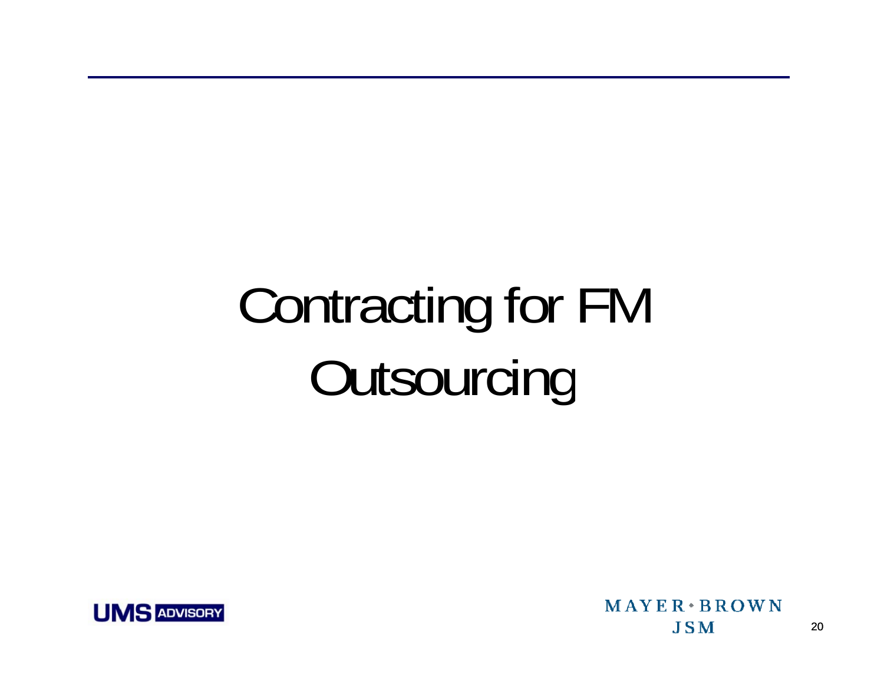# Contracting for FM Outsourcing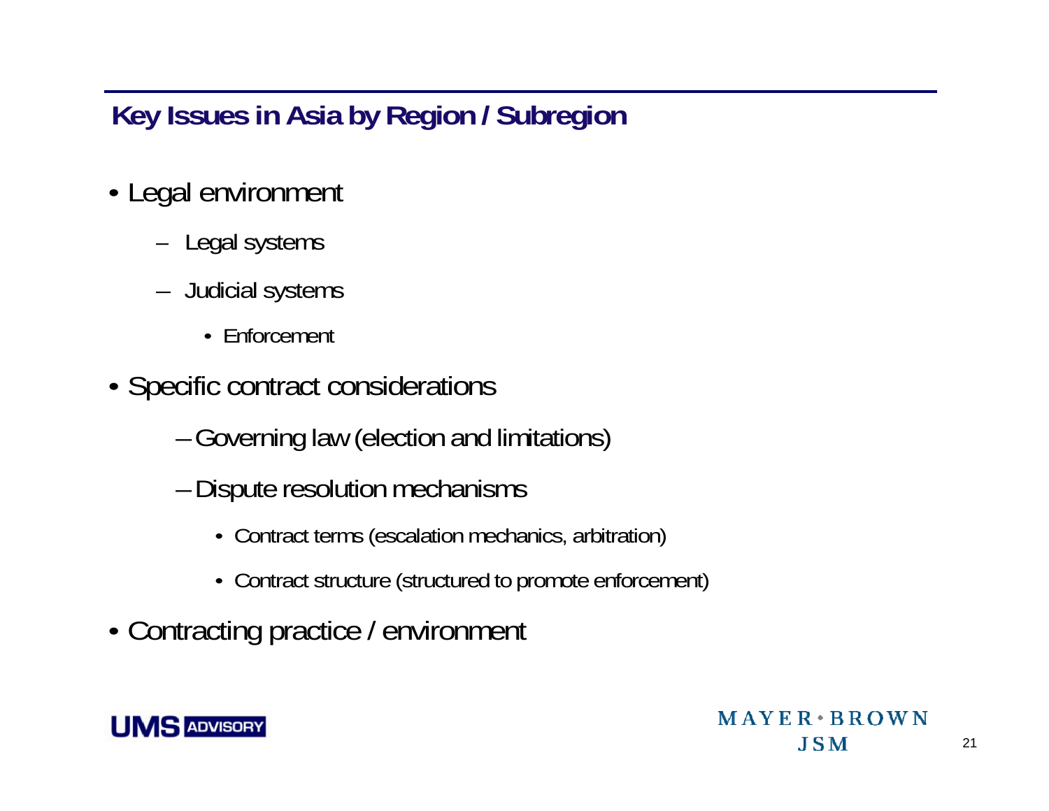## Key Issues in Asia by Region / Subregion

- Legal environment
  - Legal systems
  - Judicial systems
    - Enforcement
- Specific contract considerations
  - Governing law (election and limitations)
  - Dispute resolution mechanisms
    - Contract terms (escalation mechanics, arbitration)
    - Contract structure (structured to promote enforcement)
- Contracting practice / environment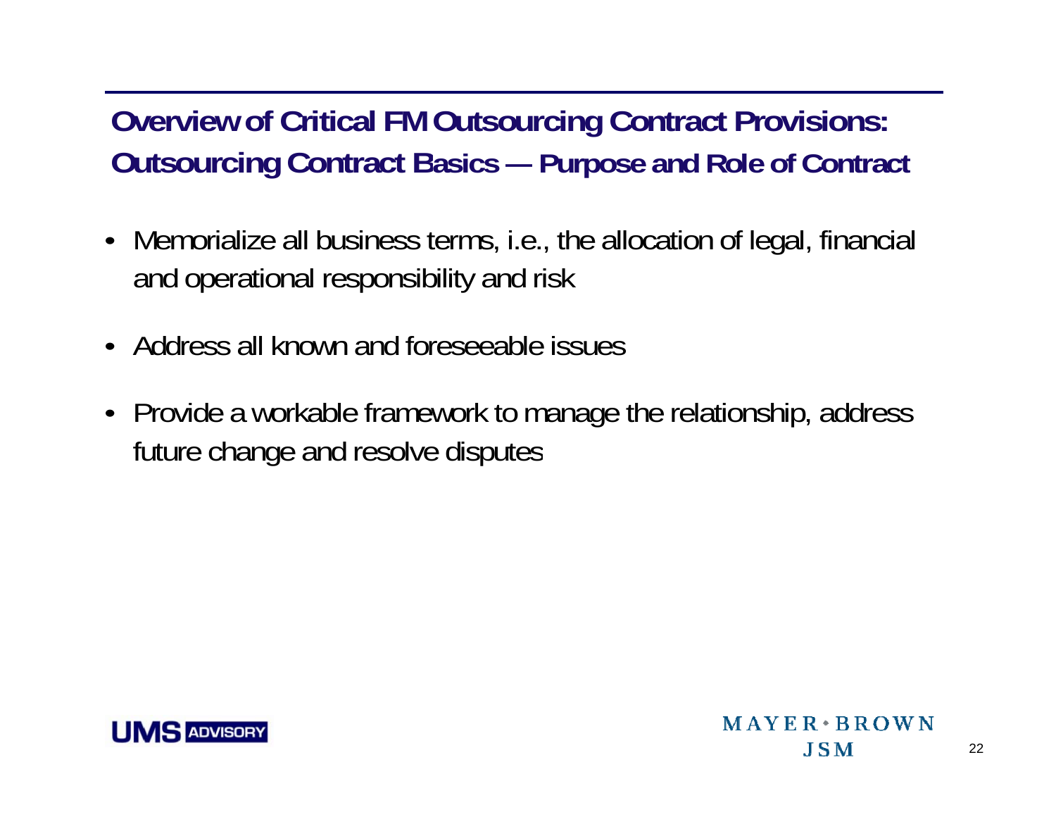## Overview of Critical FM Outsourcing Contract Provisions: Outsourcing Contract Basics — Purpose and Role of Contract

- Memorialize all business terms, i.e., the allocation of legal, financial and operational responsibility and risk
- Address all known and foreseeable issues
- Provide a workable framework to manage the relationship, address future change and resolve disputes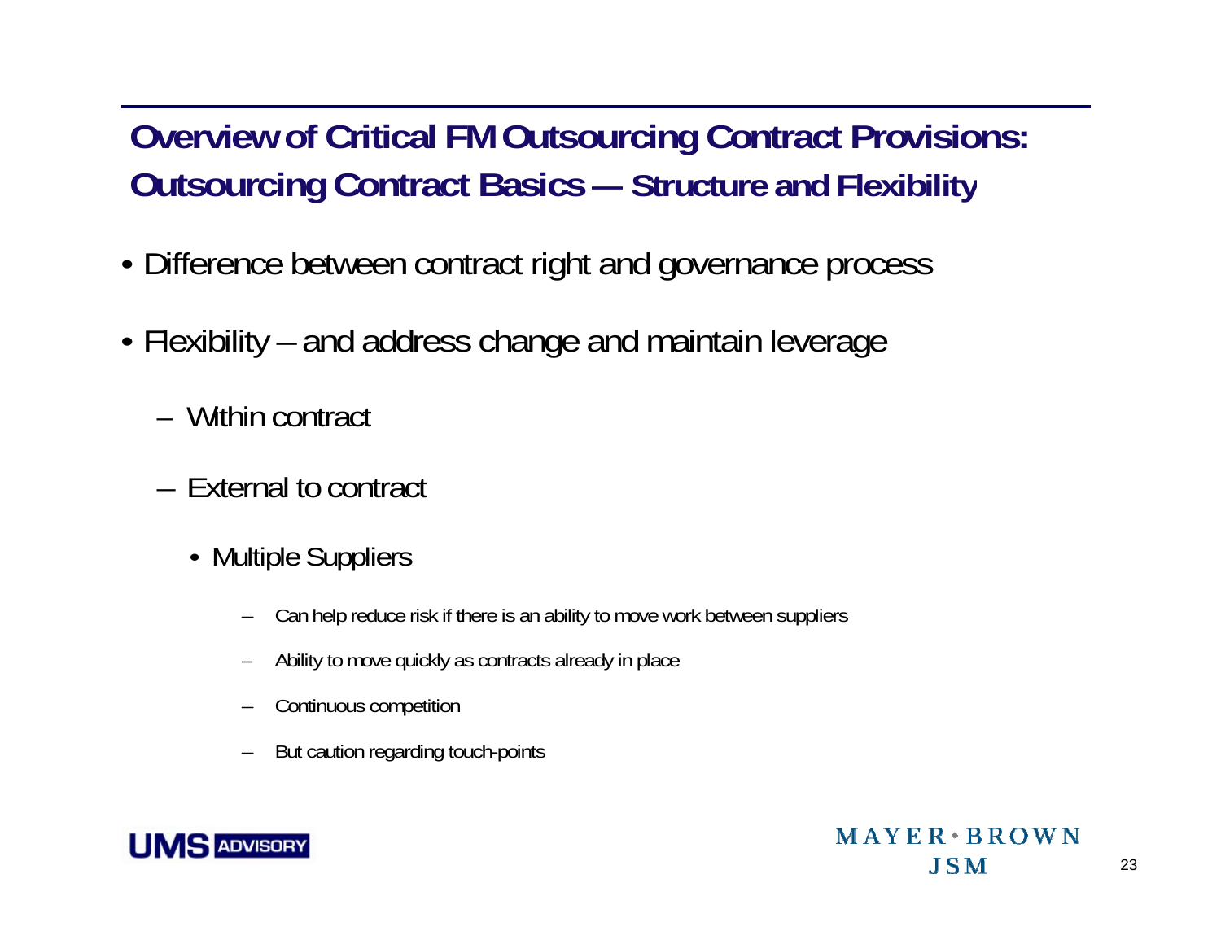## Overview of Critical FM Outsourcing Contract Provisions: Outsourcing Contract Basics — Structure and Flexibility

- Difference between contract right and governance process
- Flexibility – and address change and maintain leverage
  - Within contract
  - External to contract
    - Multiple Suppliers
      - Can help reduce risk if there is an ability to move work between suppliers
      - Ability to move quickly as contracts already in place
      - Continuous competition
      - But caution regarding touch-points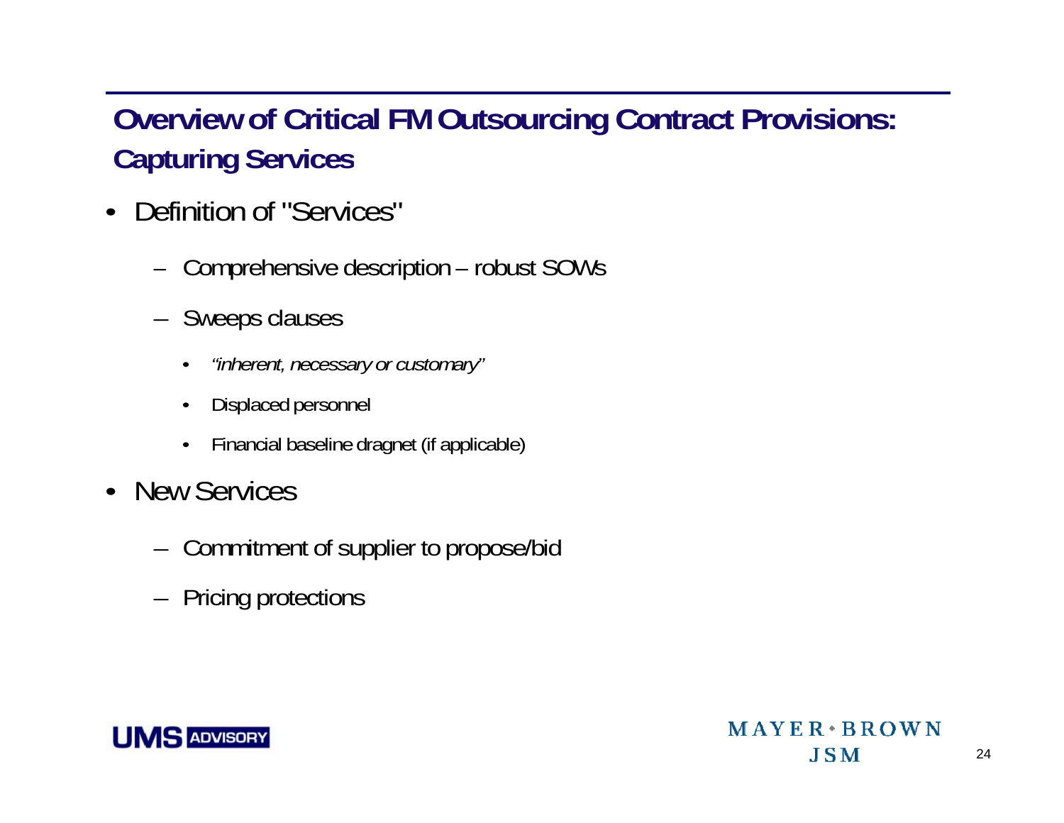# Overview of Critical FM Outsourcing Contract Provisions: Capturing Services

- Definition of "Services"
  - Comprehensive description – robust SOWs
  - Sweeps clauses
    - *"inherent, necessary or customary"*
    - Displaced personnel
    - Financial baseline dragnet (if applicable)
- New Services
  - Commitment of supplier to propose/bid
  - Pricing protections

UMS ADVISORY

MAYER • BROWN
JSM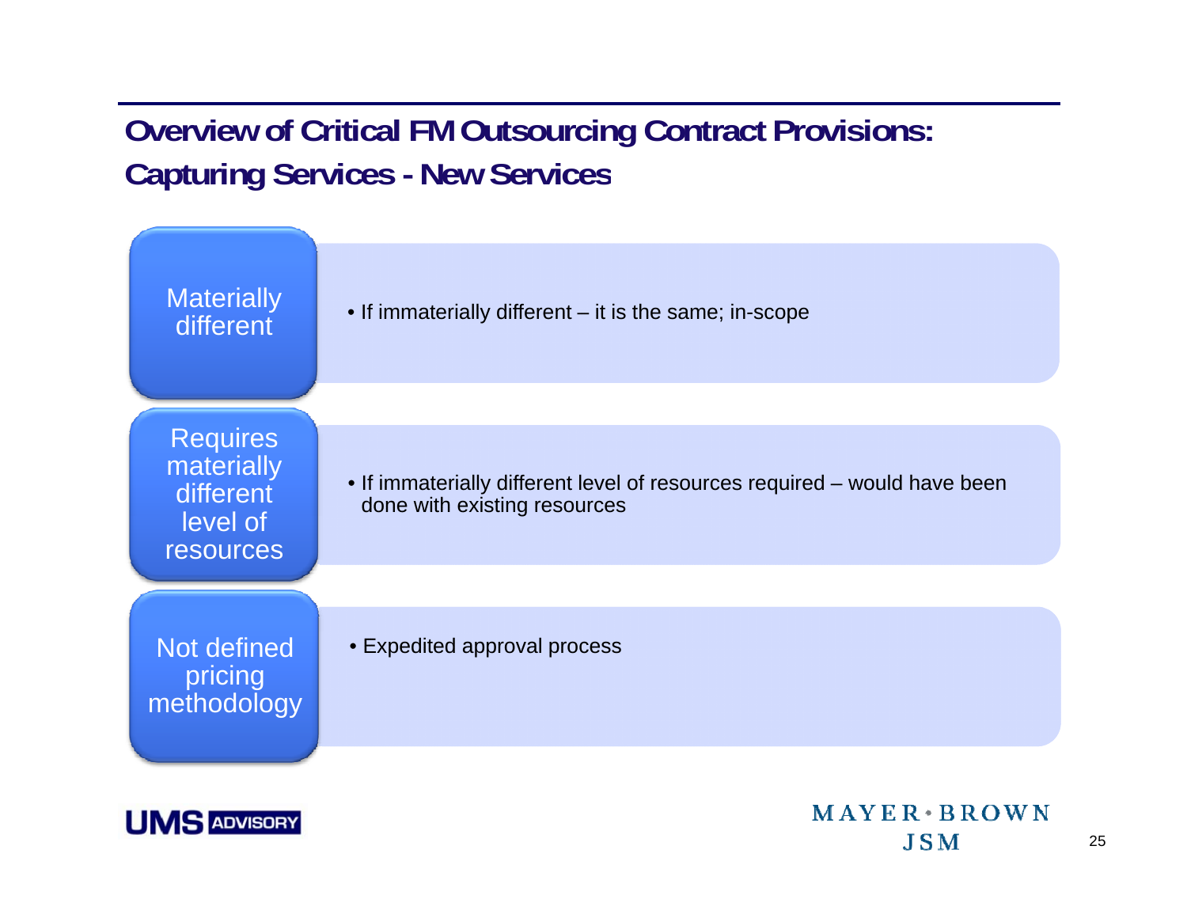# Overview of Critical FM Outsourcing Contract Provisions: Capturing Services - New Services

| | |
|---|---|
| Materially different | • If immaterially different – it is the same; in-scope |
| Requires materially different level of resources | • If immaterially different level of resources required – would have been done with existing resources |
| Not defined pricing methodology | • Expedited approval process |

UMS ADVISORY

MAYER • BROWN JSM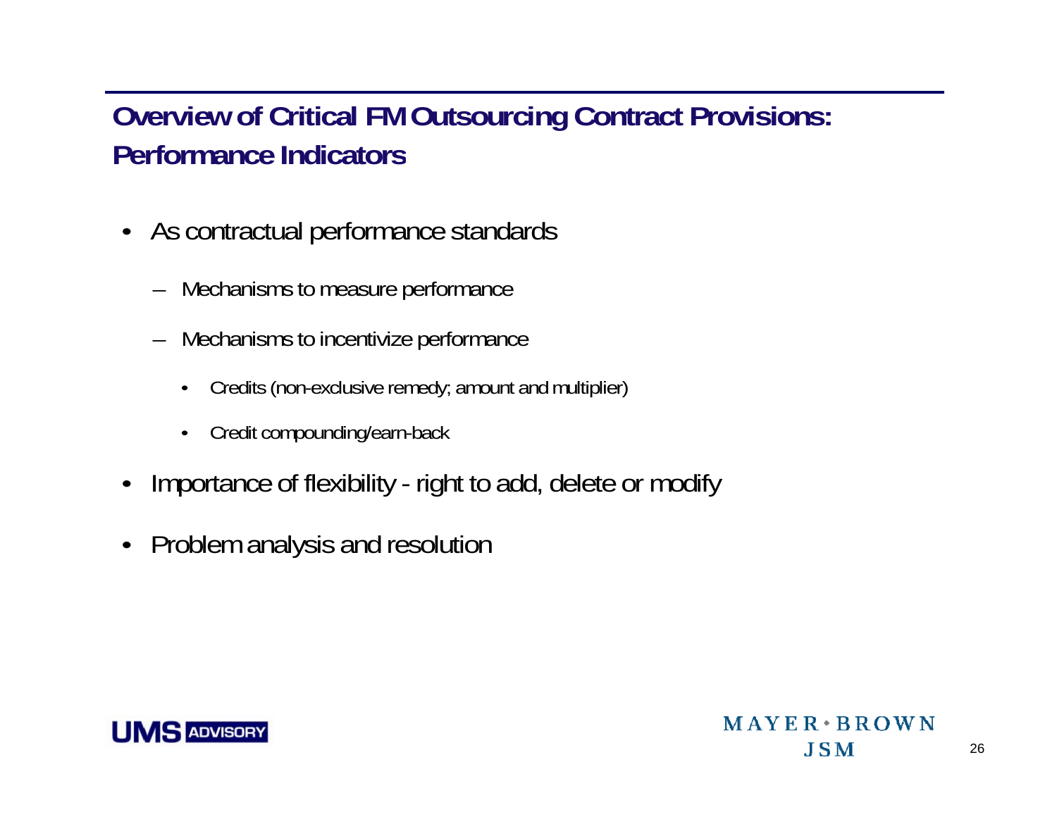## Overview of Critical FM Outsourcing Contract Provisions: Performance Indicators

- As contractual performance standards
  - Mechanisms to measure performance
  - Mechanisms to incentivize performance
    - Credits (non-exclusive remedy; amount and multiplier)
    - Credit compounding/earn-back
- Importance of flexibility - right to add, delete or modify
- Problem analysis and resolution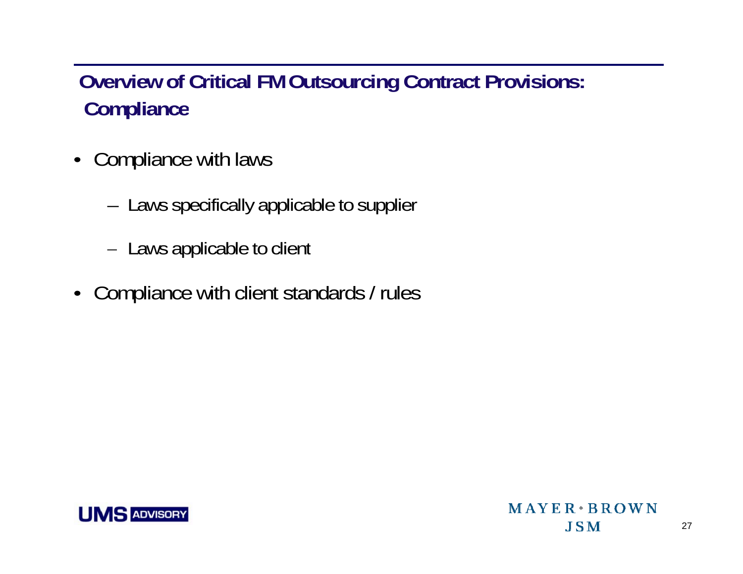## Overview of Critical FM Outsourcing Contract Provisions: Compliance

- Compliance with laws
  - Laws specifically applicable to supplier
  - Laws applicable to client
- Compliance with client standards / rules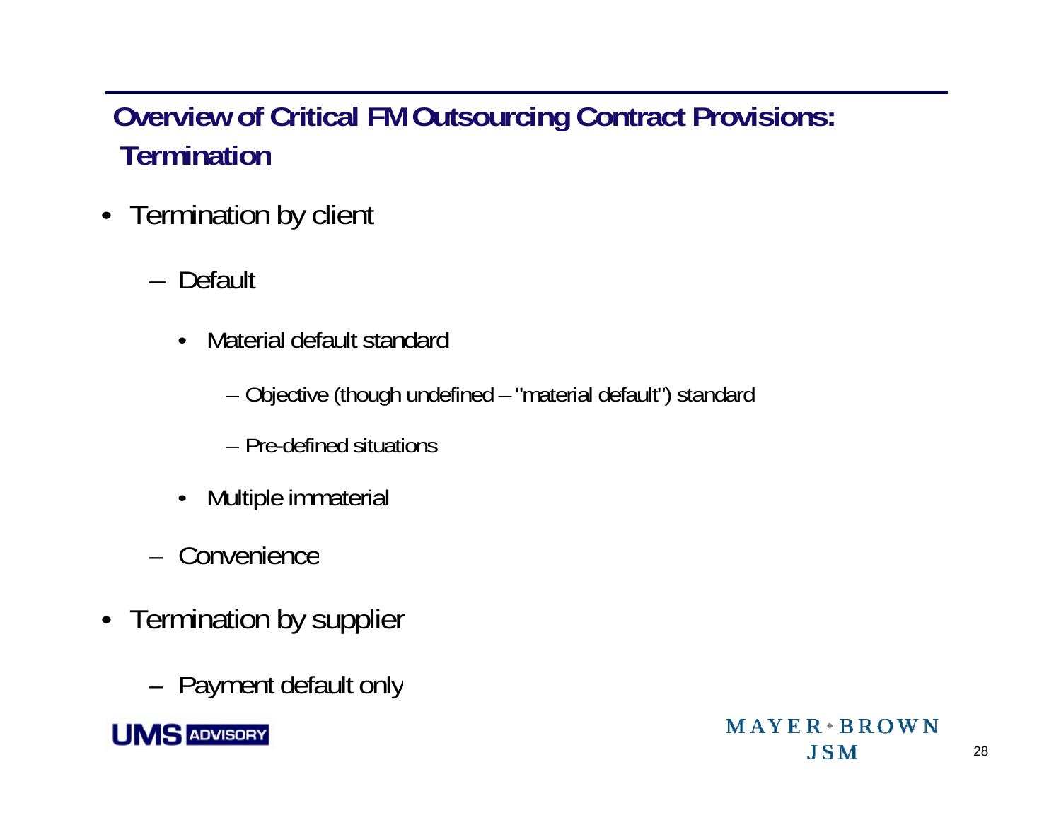## Overview of Critical FM Outsourcing Contract Provisions: Termination

- Termination by client
  - Default
    - Material default standard
      - Objective (though undefined – "material default") standard
      - Pre-defined situations
    - Multiple immaterial
  - Convenience
- Termination by supplier
  - Payment default only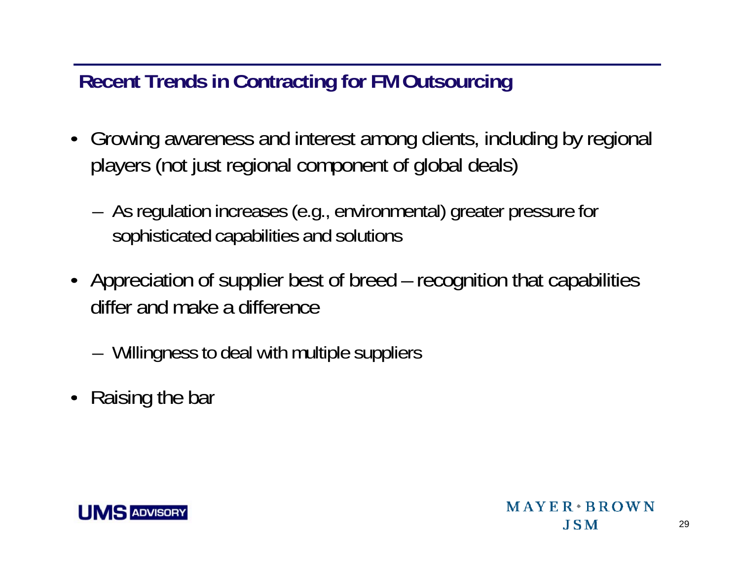## Recent Trends in Contracting for FM Outsourcing

- Growing awareness and interest among clients, including by regional players (not just regional component of global deals)
  - As regulation increases (e.g., environmental) greater pressure for sophisticated capabilities and solutions
- Appreciation of supplier best of breed – recognition that capabilities differ and make a difference
  - Willingness to deal with multiple suppliers
- Raising the bar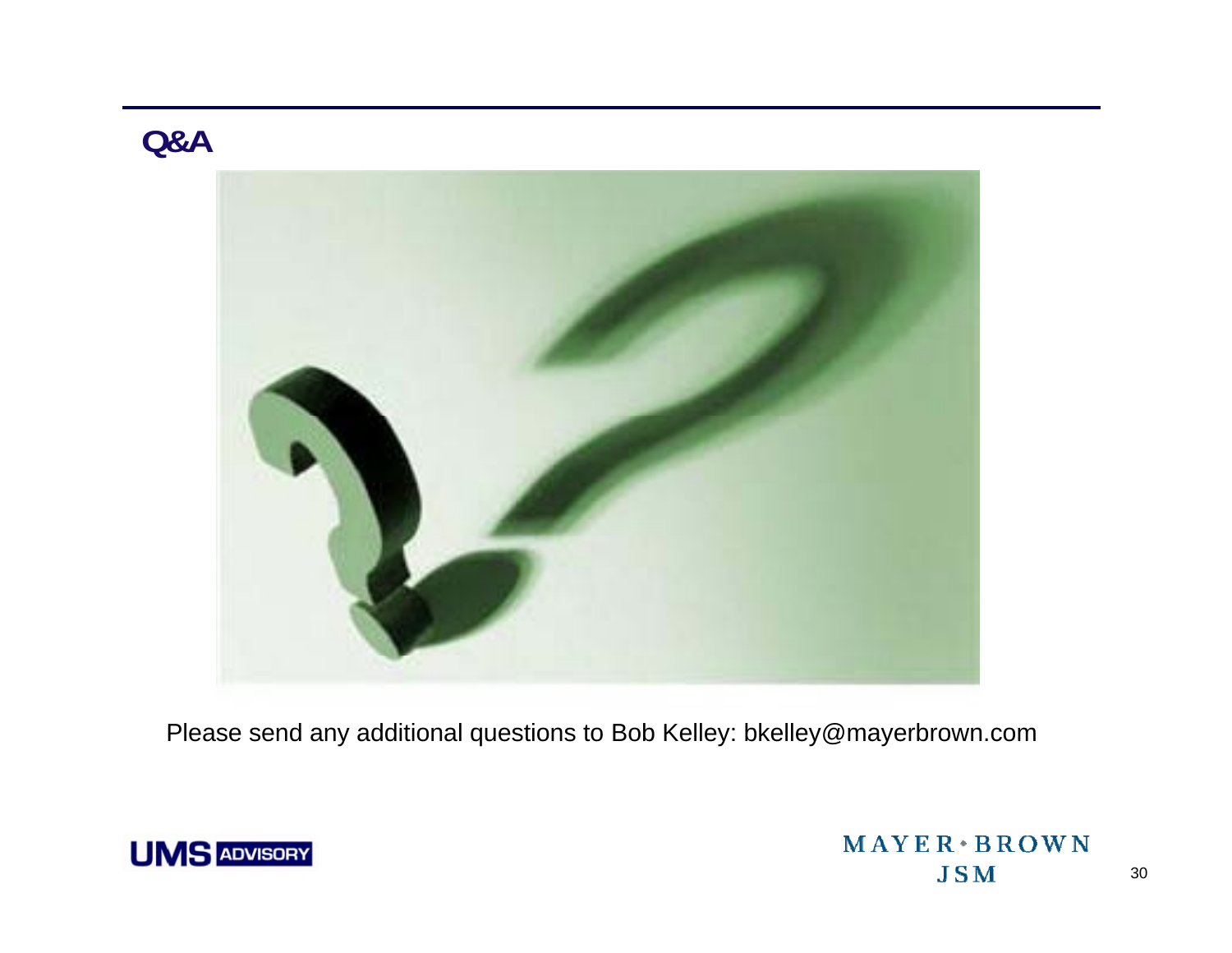## Q&A

Please send any additional questions to Bob Kelley: bkelley@mayerbrown.com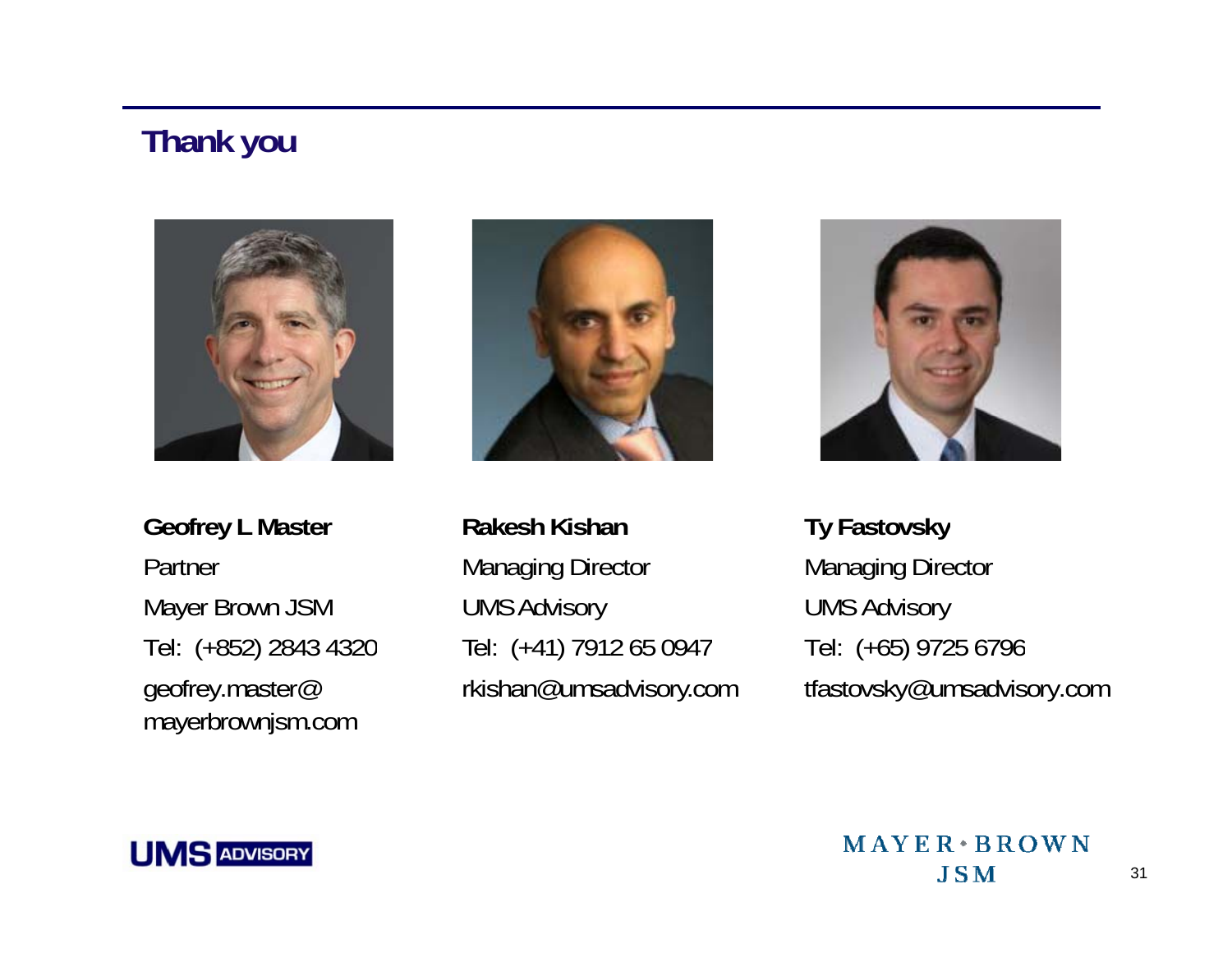# Thank you

**Geofrey L Master**

Partner

Mayer Brown JSM

Tel: (+852) 2843 4320

geofrey.master@mayerbrownjsm.com

**Rakesh Kishan**

Managing Director

UMS Advisory

Tel: (+41) 7912 65 0947

rkishan@umsadvisory.com

**Ty Fastovsky**

Managing Director

UMS Advisory

Tel: (+65) 9725 6796

tfastovsky@umsadvisory.com